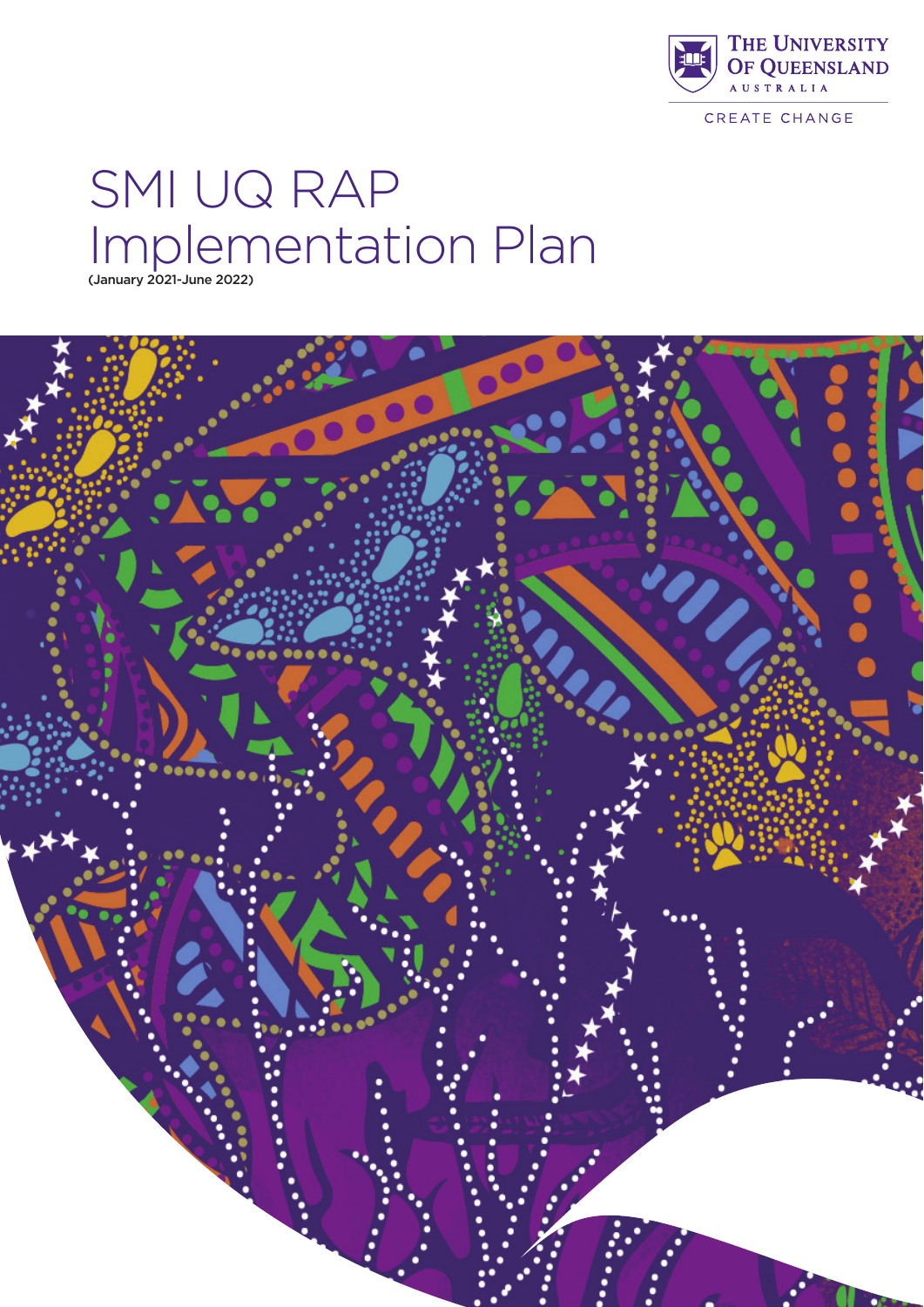The University of Queensland Australia

CREATE CHANGE

# SMI UQ RAP Implementation Plan

(January 2021-June 2022)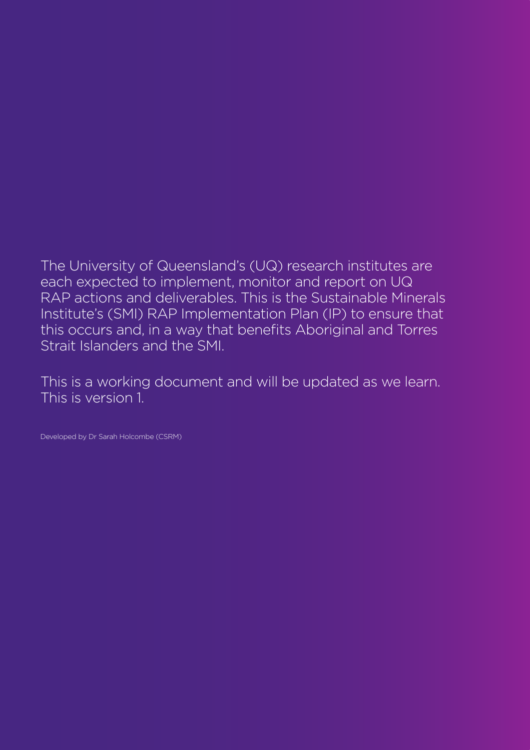The University of Queensland's (UQ) research institutes are each expected to implement, monitor and report on UQ RAP actions and deliverables. This is the Sustainable Minerals Institute's (SMI) RAP Implementation Plan (IP) to ensure that this occurs and, in a way that benefits Aboriginal and Torres Strait Islanders and the SMI.

This is a working document and will be updated as we learn. This is version 1.

Developed by Dr Sarah Holcombe (CSRM)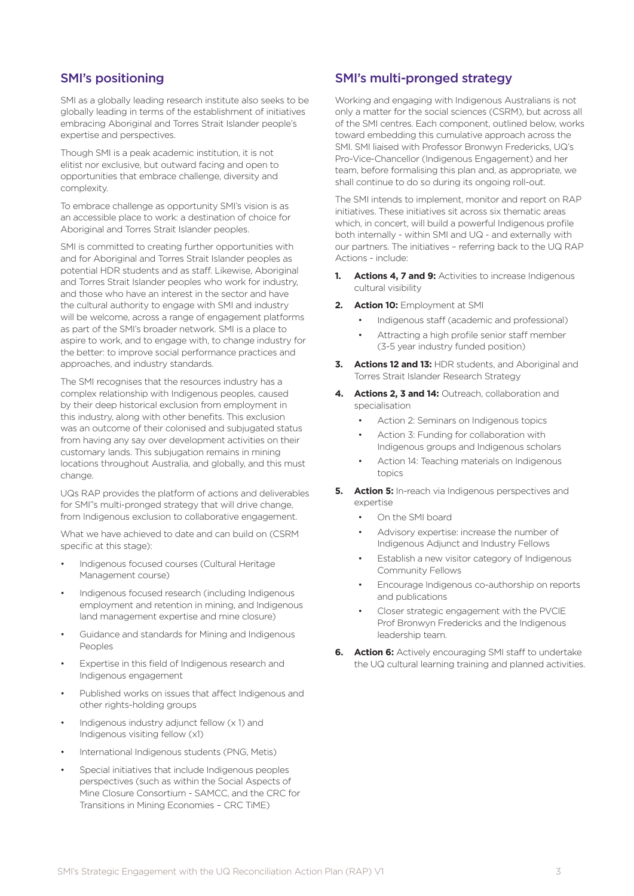## SMI's positioning

SMI as a globally leading research institute also seeks to be globally leading in terms of the establishment of initiatives embracing Aboriginal and Torres Strait Islander people's expertise and perspectives.

Though SMI is a peak academic institution, it is not elitist nor exclusive, but outward facing and open to opportunities that embrace challenge, diversity and complexity.

To embrace challenge as opportunity SMI's vision is as an accessible place to work: a destination of choice for Aboriginal and Torres Strait Islander peoples.

SMI is committed to creating further opportunities with and for Aboriginal and Torres Strait Islander peoples as potential HDR students and as staff. Likewise, Aboriginal and Torres Strait Islander peoples who work for industry, and those who have an interest in the sector and have the cultural authority to engage with SMI and industry will be welcome, across a range of engagement platforms as part of the SMI's broader network. SMI is a place to aspire to work, and to engage with, to change industry for the better: to improve social performance practices and approaches, and industry standards.

The SMI recognises that the resources industry has a complex relationship with Indigenous peoples, caused by their deep historical exclusion from employment in this industry, along with other benefits. This exclusion was an outcome of their colonised and subjugated status from having any say over development activities on their customary lands. This subjugation remains in mining locations throughout Australia, and globally, and this must change.

UQs RAP provides the platform of actions and deliverables for SMI"s multi-pronged strategy that will drive change, from Indigenous exclusion to collaborative engagement.

What we have achieved to date and can build on (CSRM specific at this stage):

- Indigenous focused courses (Cultural Heritage Management course)
- Indigenous focused research (including Indigenous employment and retention in mining, and Indigenous land management expertise and mine closure)
- Guidance and standards for Mining and Indigenous Peoples
- Expertise in this field of Indigenous research and Indigenous engagement
- Published works on issues that affect Indigenous and other rights-holding groups
- Indigenous industry adjunct fellow (x 1) and Indigenous visiting fellow (x1)
- International Indigenous students (PNG, Metis)
- Special initiatives that include Indigenous peoples perspectives (such as within the Social Aspects of Mine Closure Consortium - SAMCC, and the CRC for Transitions in Mining Economies – CRC TiME)

## SMI's multi-pronged strategy

Working and engaging with Indigenous Australians is not only a matter for the social sciences (CSRM), but across all of the SMI centres. Each component, outlined below, works toward embedding this cumulative approach across the SMI. SMI liaised with Professor Bronwyn Fredericks, UQ's Pro-Vice-Chancellor (Indigenous Engagement) and her team, before formalising this plan and, as appropriate, we shall continue to do so during its ongoing roll-out.

The SMI intends to implement, monitor and report on RAP initiatives. These initiatives sit across six thematic areas which, in concert, will build a powerful Indigenous profile both internally - within SMI and UQ - and externally with our partners. The initiatives – referring back to the UQ RAP Actions - include:

1. **Actions 4, 7 and 9:** Activities to increase Indigenous cultural visibility
2. **Action 10:** Employment at SMI
    - Indigenous staff (academic and professional)
    - Attracting a high profile senior staff member (3-5 year industry funded position)
3. **Actions 12 and 13:** HDR students, and Aboriginal and Torres Strait Islander Research Strategy
4. **Actions 2, 3 and 14:** Outreach, collaboration and specialisation
    - Action 2: Seminars on Indigenous topics
    - Action 3: Funding for collaboration with Indigenous groups and Indigenous scholars
    - Action 14: Teaching materials on Indigenous topics
5. **Action 5:** In-reach via Indigenous perspectives and expertise
    - On the SMI board
    - Advisory expertise: increase the number of Indigenous Adjunct and Industry Fellows
    - Establish a new visitor category of Indigenous Community Fellows
    - Encourage Indigenous co-authorship on reports and publications
    - Closer strategic engagement with the PVCIE Prof Bronwyn Fredericks and the Indigenous leadership team.
6. **Action 6:** Actively encouraging SMI staff to undertake the UQ cultural learning training and planned activities.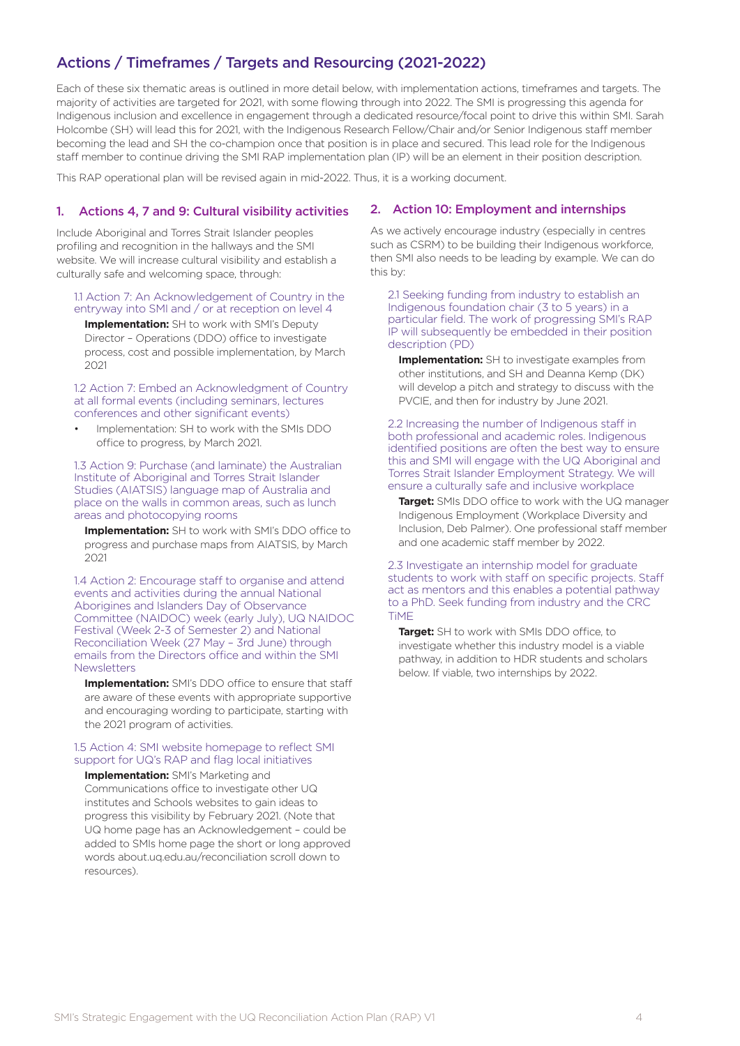## Actions / Timeframes / Targets and Resourcing (2021-2022)

Each of these six thematic areas is outlined in more detail below, with implementation actions, timeframes and targets. The majority of activities are targeted for 2021, with some flowing through into 2022. The SMI is progressing this agenda for Indigenous inclusion and excellence in engagement through a dedicated resource/focal point to drive this within SMI. Sarah Holcombe (SH) will lead this for 2021, with the Indigenous Research Fellow/Chair and/or Senior Indigenous staff member becoming the lead and SH the co-champion once that position is in place and secured. This lead role for the Indigenous staff member to continue driving the SMI RAP implementation plan (IP) will be an element in their position description.

This RAP operational plan will be revised again in mid-2022. Thus, it is a working document.

### 1. Actions 4, 7 and 9: Cultural visibility activities

Include Aboriginal and Torres Strait Islander peoples profiling and recognition in the hallways and the SMI website. We will increase cultural visibility and establish a culturally safe and welcoming space, through:

#### 1.1 Action 7: An Acknowledgement of Country in the entryway into SMI and / or at reception on level 4

**Implementation:** SH to work with SMI's Deputy Director – Operations (DDO) office to investigate process, cost and possible implementation, by March 2021

#### 1.2 Action 7: Embed an Acknowledgment of Country at all formal events (including seminars, lectures conferences and other significant events)

- Implementation: SH to work with the SMIs DDO office to progress, by March 2021.

#### 1.3 Action 9: Purchase (and laminate) the Australian Institute of Aboriginal and Torres Strait Islander Studies (AIATSIS) language map of Australia and place on the walls in common areas, such as lunch areas and photocopying rooms

**Implementation:** SH to work with SMI's DDO office to progress and purchase maps from AIATSIS, by March 2021

#### 1.4 Action 2: Encourage staff to organise and attend events and activities during the annual National Aborigines and Islanders Day of Observance Committee (NAIDOC) week (early July), UQ NAIDOC Festival (Week 2-3 of Semester 2) and National Reconciliation Week (27 May – 3rd June) through emails from the Directors office and within the SMI Newsletters

**Implementation:** SMI's DDO office to ensure that staff are aware of these events with appropriate supportive and encouraging wording to participate, starting with the 2021 program of activities.

#### 1.5 Action 4: SMI website homepage to reflect SMI support for UQ's RAP and flag local initiatives

**Implementation:** SMI's Marketing and Communications office to investigate other UQ institutes and Schools websites to gain ideas to progress this visibility by February 2021. (Note that UQ home page has an Acknowledgement – could be added to SMIs home page the short or long approved words about.uq.edu.au/reconciliation scroll down to resources).

### 2. Action 10: Employment and internships

As we actively encourage industry (especially in centres such as CSRM) to be building their Indigenous workforce, then SMI also needs to be leading by example. We can do this by:

#### 2.1 Seeking funding from industry to establish an Indigenous foundation chair (3 to 5 years) in a particular field. The work of progressing SMI's RAP IP will subsequently be embedded in their position description (PD)

**Implementation:** SH to investigate examples from other institutions, and SH and Deanna Kemp (DK) will develop a pitch and strategy to discuss with the PVCIE, and then for industry by June 2021.

#### 2.2 Increasing the number of Indigenous staff in both professional and academic roles. Indigenous identified positions are often the best way to ensure this and SMI will engage with the UQ Aboriginal and Torres Strait Islander Employment Strategy. We will ensure a culturally safe and inclusive workplace

**Target:** SMIs DDO office to work with the UQ manager Indigenous Employment (Workplace Diversity and Inclusion, Deb Palmer). One professional staff member and one academic staff member by 2022.

#### 2.3 Investigate an internship model for graduate students to work with staff on specific projects. Staff act as mentors and this enables a potential pathway to a PhD. Seek funding from industry and the CRC TiME

**Target:** SH to work with SMIs DDO office, to investigate whether this industry model is a viable pathway, in addition to HDR students and scholars below. If viable, two internships by 2022.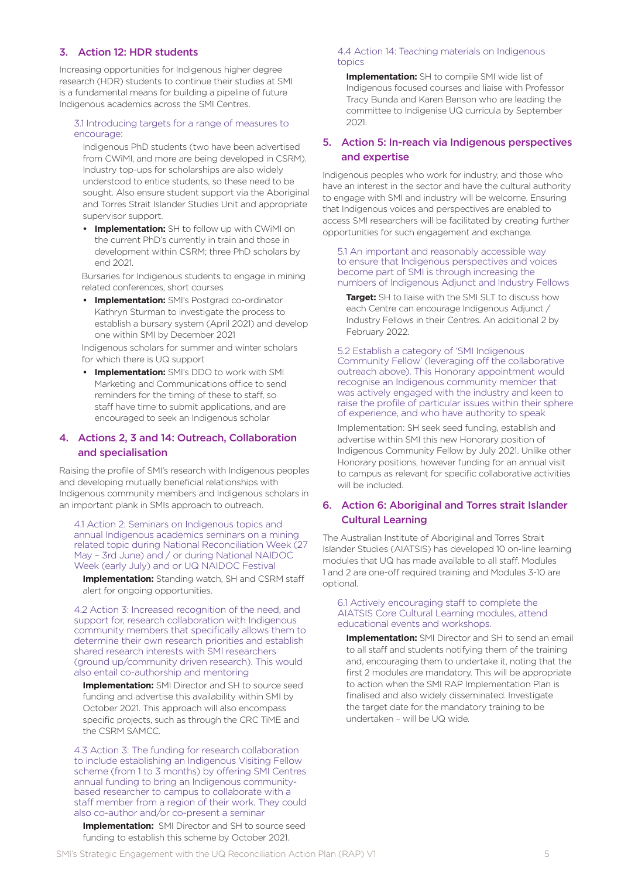## 3. Action 12: HDR students

Increasing opportunities for Indigenous higher degree research (HDR) students to continue their studies at SMI is a fundamental means for building a pipeline of future Indigenous academics across the SMI Centres.

### 3.1 Introducing targets for a range of measures to encourage:

Indigenous PhD students (two have been advertised from CWiMI, and more are being developed in CSRM). Industry top-ups for scholarships are also widely understood to entice students, so these need to be sought. Also ensure student support via the Aboriginal and Torres Strait Islander Studies Unit and appropriate supervisor support.

- **Implementation:** SH to follow up with CWiMI on the current PhD's currently in train and those in development within CSRM; three PhD scholars by end 2021.

Bursaries for Indigenous students to engage in mining related conferences, short courses

- **Implementation:** SMI's Postgrad co-ordinator Kathryn Sturman to investigate the process to establish a bursary system (April 2021) and develop one within SMI by December 2021

Indigenous scholars for summer and winter scholars for which there is UQ support

- **Implementation:** SMI's DDO to work with SMI Marketing and Communications office to send reminders for the timing of these to staff, so staff have time to submit applications, and are encouraged to seek an Indigenous scholar

## 4. Actions 2, 3 and 14: Outreach, Collaboration and specialisation

Raising the profile of SMI's research with Indigenous peoples and developing mutually beneficial relationships with Indigenous community members and Indigenous scholars in an important plank in SMIs approach to outreach.

### 4.1 Action 2: Seminars on Indigenous topics and annual Indigenous academics seminars on a mining related topic during National Reconciliation Week (27 May – 3rd June) and / or during National NAIDOC Week (early July) and or UQ NAIDOC Festival

**Implementation:** Standing watch, SH and CSRM staff alert for ongoing opportunities.

### 4.2 Action 3: Increased recognition of the need, and support for, research collaboration with Indigenous community members that specifically allows them to determine their own research priorities and establish shared research interests with SMI researchers (ground up/community driven research). This would also entail co-authorship and mentoring

**Implementation:** SMI Director and SH to source seed funding and advertise this availability within SMI by October 2021. This approach will also encompass specific projects, such as through the CRC TiME and the CSRM SAMCC.

### 4.3 Action 3: The funding for research collaboration to include establishing an Indigenous Visiting Fellow scheme (from 1 to 3 months) by offering SMI Centres annual funding to bring an Indigenous community-based researcher to campus to collaborate with a staff member from a region of their work. They could also co-author and/or co-present a seminar

**Implementation:** SMI Director and SH to source seed funding to establish this scheme by October 2021.

### 4.4 Action 14: Teaching materials on Indigenous topics

**Implementation:** SH to compile SMI wide list of Indigenous focused courses and liaise with Professor Tracy Bunda and Karen Benson who are leading the committee to Indigenise UQ curricula by September 2021.

## 5. Action 5: In-reach via Indigenous perspectives and expertise

Indigenous peoples who work for industry, and those who have an interest in the sector and have the cultural authority to engage with SMI and industry will be welcome. Ensuring that Indigenous voices and perspectives are enabled to access SMI researchers will be facilitated by creating further opportunities for such engagement and exchange.

### 5.1 An important and reasonably accessible way to ensure that Indigenous perspectives and voices become part of SMI is through increasing the numbers of Indigenous Adjunct and Industry Fellows

**Target:** SH to liaise with the SMI SLT to discuss how each Centre can encourage Indigenous Adjunct / Industry Fellows in their Centres. An additional 2 by February 2022.

### 5.2 Establish a category of 'SMI Indigenous Community Fellow' (leveraging off the collaborative outreach above). This Honorary appointment would recognise an Indigenous community member that was actively engaged with the industry and keen to raise the profile of particular issues within their sphere of experience, and who have authority to speak

Implementation: SH seek seed funding, establish and advertise within SMI this new Honorary position of Indigenous Community Fellow by July 2021. Unlike other Honorary positions, however funding for an annual visit to campus as relevant for specific collaborative activities will be included.

## 6. Action 6: Aboriginal and Torres strait Islander Cultural Learning

The Australian Institute of Aboriginal and Torres Strait Islander Studies (AIATSIS) has developed 10 on-line learning modules that UQ has made available to all staff. Modules 1 and 2 are one-off required training and Modules 3-10 are optional.

### 6.1 Actively encouraging staff to complete the AIATSIS Core Cultural Learning modules, attend educational events and workshops.

**Implementation:** SMI Director and SH to send an email to all staff and students notifying them of the training and, encouraging them to undertake it, noting that the first 2 modules are mandatory. This will be appropriate to action when the SMI RAP Implementation Plan is finalised and also widely disseminated. Investigate the target date for the mandatory training to be undertaken – will be UQ wide.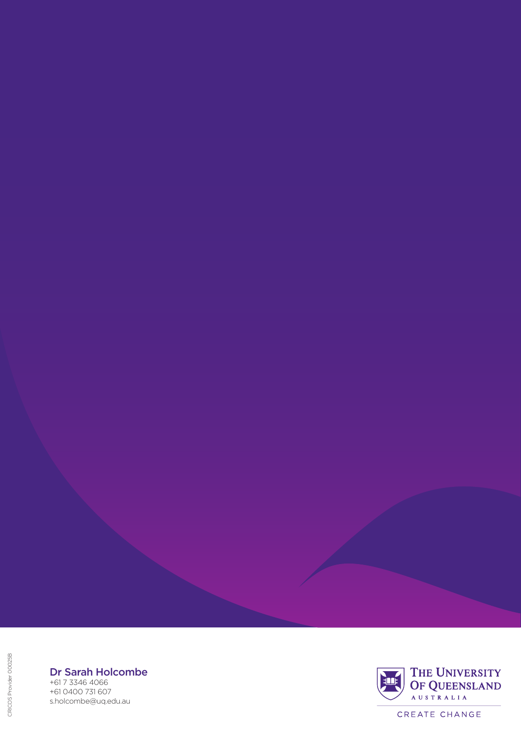CRICOS Provider 00025B

**Dr Sarah Holcombe**
+61 7 3346 4066
+61 0400 731 607
s.holcombe@uq.edu.au

THE UNIVERSITY OF QUEENSLAND
AUSTRALIA

CREATE CHANGE